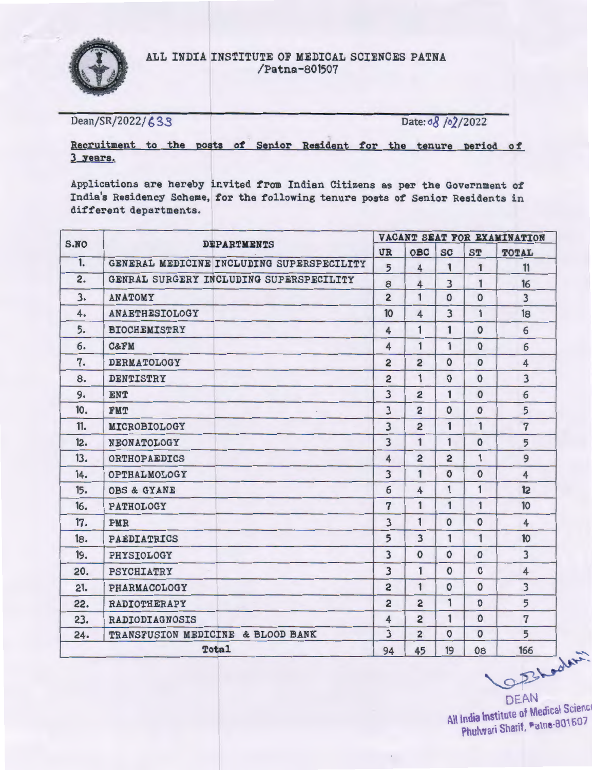# ALL INDIA INSTITUTE OF MEDICAL SCIENCES PATNA
/Patna-801507

Dean/SR/2022/633 Date: 08/02/2022

**Recruitment to the posts of Senior Resident for the tenure period of 3 years.**

Applications are hereby invited from Indian Citizens as per the Government of India's Residency Scheme, for the following tenure posts of Senior Residents in different departments.

| S.NO | DEPARTMENTS | VACANT SEAT FOR EXAMINATION | | | | |
|---|---|---|---|---|---|---|
| | | UR | OBC | SC | ST | TOTAL |
| 1. | GENERAL MEDICINE INCLUDING SUPERSPECILITY | 5 | 4 | 1 | 1 | 11 |
| 2. | GENRAL SURGERY INCLUDING SUPERSPECILITY | 8 | 4 | 3 | 1 | 16 |
| 3. | ANATOMY | 2 | 1 | 0 | 0 | 3 |
| 4. | ANAETHESIOLOGY | 10 | 4 | 3 | 1 | 18 |
| 5. | BIOCHEMISTRY | 4 | 1 | 1 | 0 | 6 |
| 6. | C&FM | 4 | 1 | 1 | 0 | 6 |
| 7. | DERMATOLOGY | 2 | 2 | 0 | 0 | 4 |
| 8. | DENTISTRY | 2 | 1 | 0 | 0 | 3 |
| 9. | ENT | 3 | 2 | 1 | 0 | 6 |
| 10. | FMT | 3 | 2 | 0 | 0 | 5 |
| 11. | MICROBIOLOGY | 3 | 2 | 1 | 1 | 7 |
| 12. | NEONATOLOGY | 3 | 1 | 1 | 0 | 5 |
| 13. | ORTHOPAEDICS | 4 | 2 | 2 | 1 | 9 |
| 14. | OPTHALMOLOGY | 3 | 1 | 0 | 0 | 4 |
| 15. | OBS & GYANE | 6 | 4 | 1 | 1 | 12 |
| 16. | PATHOLOGY | 7 | 1 | 1 | 1 | 10 |
| 17. | PMR | 3 | 1 | 0 | 0 | 4 |
| 18. | PAEDIATRICS | 5 | 3 | 1 | 1 | 10 |
| 19. | PHYSIOLOGY | 3 | 0 | 0 | 0 | 3 |
| 20. | PSYCHIATRY | 3 | 1 | 0 | 0 | 4 |
| 21. | PHARMACOLOGY | 2 | 1 | 0 | 0 | 3 |
| 22. | RADIOTHERAPY | 2 | 2 | 1 | 0 | 5 |
| 23. | RADIODIAGNOSIS | 4 | 2 | 1 | 0 | 7 |
| 24. | TRANSFUSION MEDICINE & BLOOD BANK | 3 | 2 | 0 | 0 | 5 |
| | Total | 94 | 45 | 19 | 08 | 166 |

DEAN
All India Institute of Medical Sciences
Phulwari Sharif, Patna-801507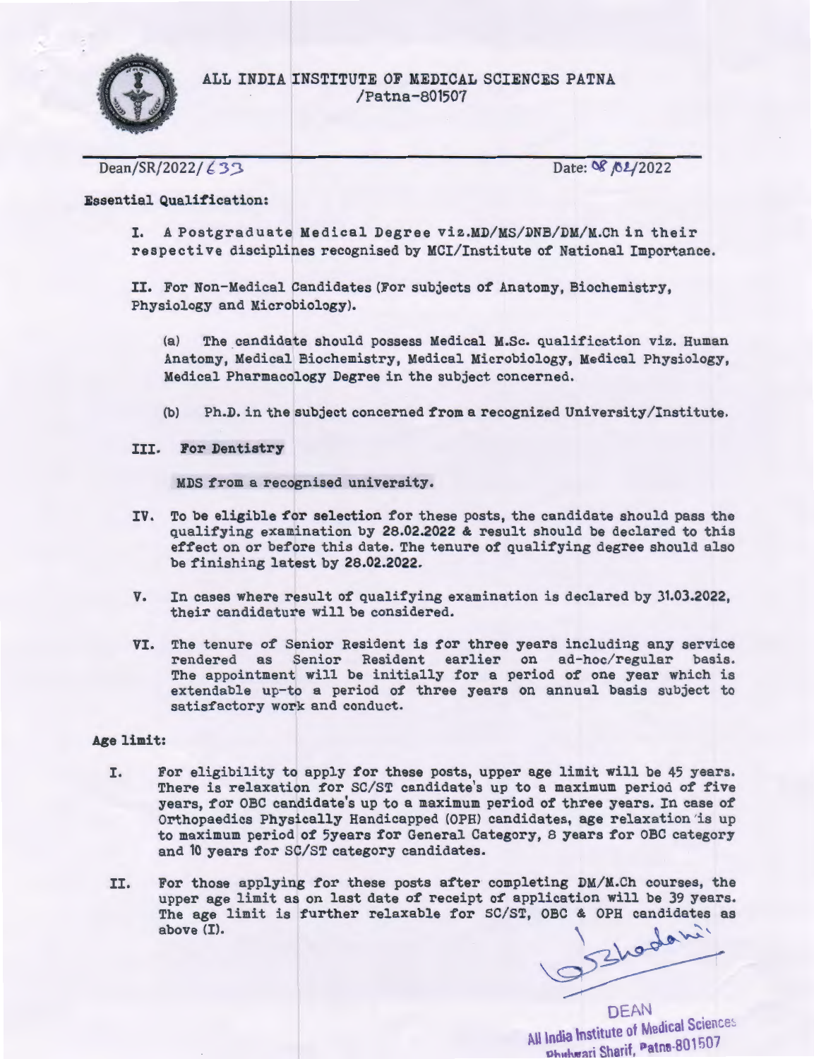ALL INDIA INSTITUTE OF MEDICAL SCIENCES PATNA
/Patna-801507

Dean/SR/2022/633 Date: 08/02/2022

**Essential Qualification:**

I. A Postgraduate Medical Degree viz.MD/MS/DNB/DM/M.Ch in their respective disciplines recognised by MCI/Institute of National Importance.

II. For Non-Medical Candidates (For subjects of Anatomy, Biochemistry, Physiology and Microbiology).

(a) The candidate should possess Medical M.Sc. qualification viz. Human Anatomy, Medical Biochemistry, Medical Microbiology, Medical Physiology, Medical Pharmacology Degree in the subject concerned.

(b) Ph.D. in the subject concerned from a recognized University/Institute.

III. **For Dentistry**

MDS from a recognised university.

IV. To be eligible for selection for these posts, the candidate should pass the qualifying examination by 28.02.2022 & result should be declared to this effect on or before this date. The tenure of qualifying degree should also be finishing latest by 28.02.2022.

V. In cases where result of qualifying examination is declared by 31.03.2022, their candidature will be considered.

VI. The tenure of Senior Resident is for three years including any service rendered as Senior Resident earlier on ad-hoc/regular basis. The appointment will be initially for a period of one year which is extendable up-to a period of three years on annual basis subject to satisfactory work and conduct.

**Age limit:**

I. For eligibility to apply for these posts, upper age limit will be 45 years. There is relaxation for SC/ST candidate's up to a maximum period of five years, for OBC candidate's up to a maximum period of three years. In case of Orthopaedics Physically Handicapped (OPH) candidates, age relaxation is up to maximum period of 5years for General Category, 8 years for OBC category and 10 years for SC/ST category candidates.

II. For those applying for these posts after completing DM/M.Ch courses, the upper age limit as on last date of receipt of application will be 39 years. The age limit is further relaxable for SC/ST, OBC & OPH candidates as above (I).

DEAN
All India Institute of Medical Sciences
Phulwari Sharif, Patna-801507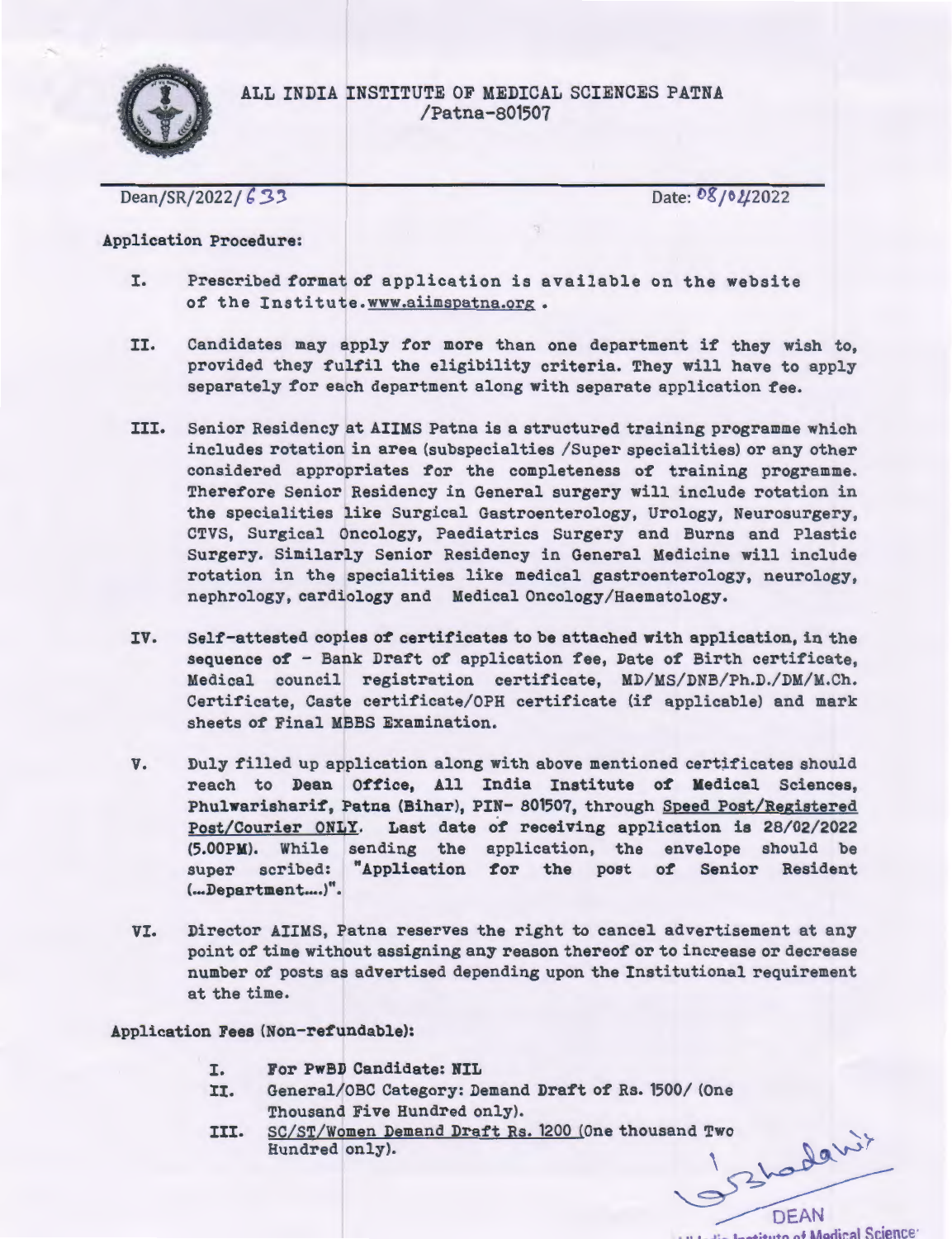ALL INDIA INSTITUTE OF MEDICAL SCIENCES PATNA
/Patna-801507

Dean/SR/2022/633 Date: 08/02/2022

**Application Procedure:**

I. Prescribed format of application is available on the website of the Institute.www.aiimspatna.org .

II. Candidates may apply for more than one department if they wish to, provided they fulfil the eligibility criteria. They will have to apply separately for each department along with separate application fee.

III. Senior Residency at AIIMS Patna is a structured training programme which includes rotation in area (subspecialties /Super specialities) or any other considered appropriates for the completeness of training programme. Therefore Senior Residency in General surgery will include rotation in the specialities like Surgical Gastroenterology, Urology, Neurosurgery, CTVS, Surgical Oncology, Paediatrics Surgery and Burns and Plastic Surgery. Similarly Senior Residency in General Medicine will include rotation in the specialities like medical gastroenterology, neurology, nephrology, cardiology and Medical Oncology/Haematology.

IV. Self-attested copies of certificates to be attached with application, in the sequence of - Bank Draft of application fee, Date of Birth certificate, Medical council registration certificate, MD/MS/DNB/Ph.D./DM/M.Ch. Certificate, Caste certificate/OPH certificate (if applicable) and mark sheets of Final MBBS Examination.

V. Duly filled up application along with above mentioned certificates should reach to **Dean Office, All India Institute of Medical Sciences, Phulwarisharif, Patna (Bihar), PIN- 801507**, through Speed Post/Registered Post/Courier ONLY. **Last date of receiving application is 28/02/2022 (5.00PM).** While sending the application, the envelope should be super scribed: **"Application for the post of Senior Resident (...Department....)".**

VI. Director AIIMS, Patna reserves the right to cancel advertisement at any point of time without assigning any reason thereof or to increase or decrease number of posts as advertised depending upon the Institutional requirement at the time.

**Application Fees (Non-refundable):**

I. **For PwBD Candidate: NIL**

II. General/OBC Category: Demand Draft of Rs. 1500/ (One Thousand Five Hundred only).

III. SC/ST/Women Demand Draft Rs. 1200 (One thousand Two Hundred only).

DEAN
All India Institute of Medical Sciences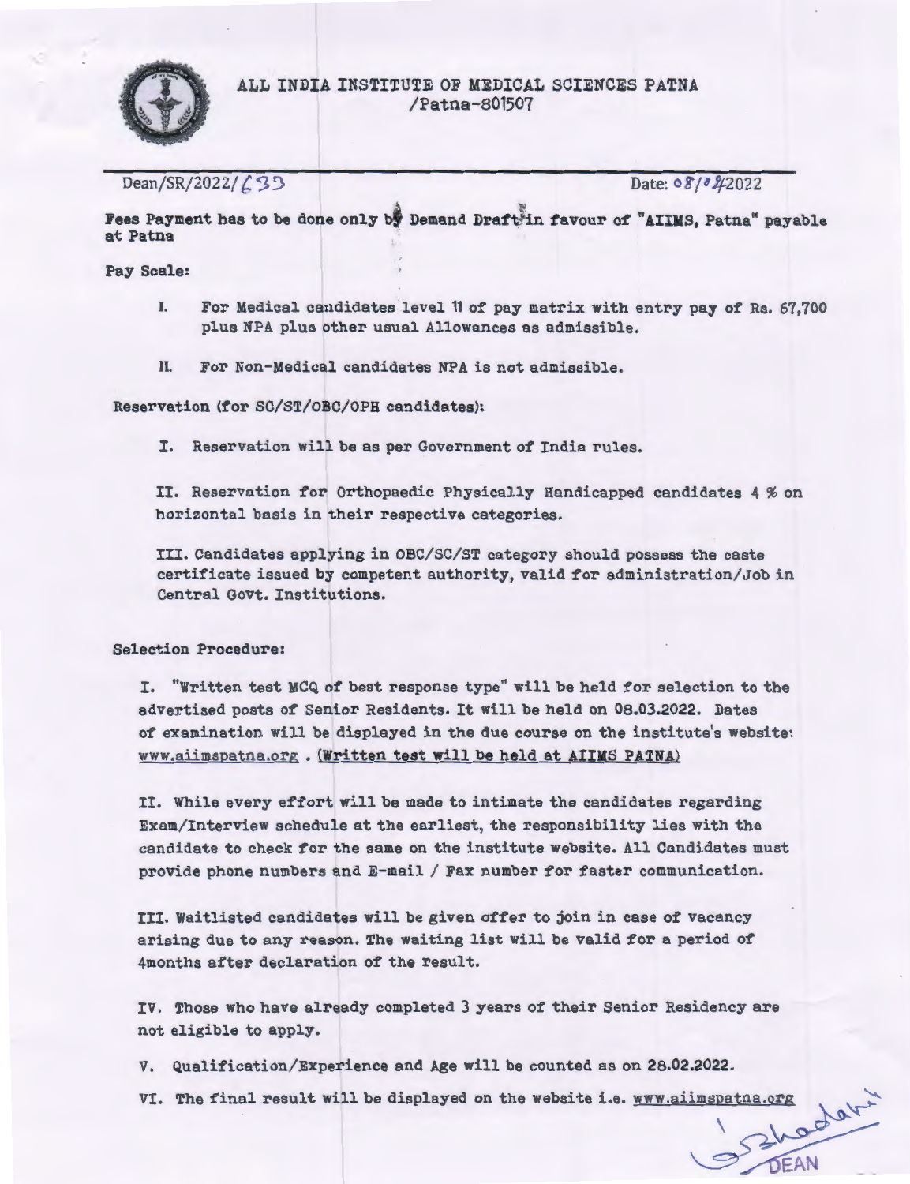ALL INDIA INSTITUTE OF MEDICAL SCIENCES PATNA
/Patna-801507

Dean/SR/2022/633 Date: 08/02/2022

**Fees Payment has to be done only by Demand Draft in favour of "AIIMS, Patna" payable at Patna**

**Pay Scale:**

I. For Medical candidates level 11 of pay matrix with entry pay of Rs. 67,700 plus NPA plus other usual Allowances as admissible.

II. For Non-Medical candidates NPA is not admissible.

**Reservation (for SC/ST/OBC/OPH candidates):**

I. Reservation will be as per Government of India rules.

II. Reservation for Orthopaedic Physically Handicapped candidates 4 % on horizontal basis in their respective categories.

III. Candidates applying in OBC/SC/ST category should possess the caste certificate issued by competent authority, valid for administration/Job in Central Govt. Institutions.

**Selection Procedure:**

I. "Written test MCQ of best response type" will be held for selection to the advertised posts of Senior Residents. It will be held on 08.03.2022. Dates of examination will be displayed in the due course on the institute's website: www.aiimspatna.org . (Written test will be held at AIIMS PATNA)

II. While every effort will be made to intimate the candidates regarding Exam/Interview schedule at the earliest, the responsibility lies with the candidate to check for the same on the institute website. All Candidates must provide phone numbers and E-mail / Fax number for faster communication.

III. Waitlisted candidates will be given offer to join in case of vacancy arising due to any reason. The waiting list will be valid for a period of 4months after declaration of the result.

IV. Those who have already completed 3 years of their Senior Residency are not eligible to apply.

V. Qualification/Experience and Age will be counted as on 28.02.2022.

VI. The final result will be displayed on the website i.e. www.aiimspatna.org

DEAN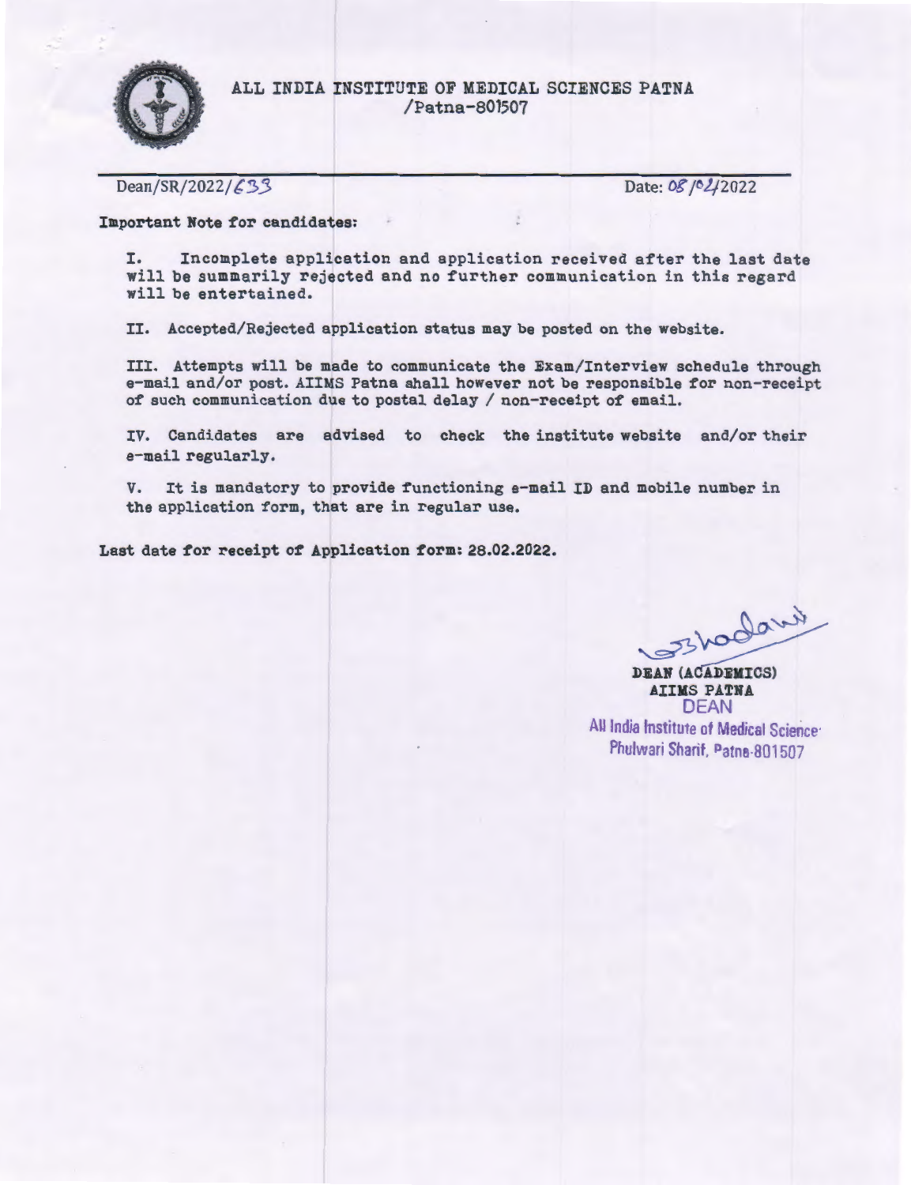# ALL INDIA INSTITUTE OF MEDICAL SCIENCES PATNA
/Patna-801507

Dean/SR/2022/633 Date: 08/02/2022

**Important Note for candidates:**

I. Incomplete application and application received after the last date will be summarily rejected and no further communication in this regard will be entertained.

II. Accepted/Rejected application status may be posted on the website.

III. Attempts will be made to communicate the Exam/Interview schedule through e-mail and/or post. AIIMS Patna shall however not be responsible for non-receipt of such communication due to postal delay / non-receipt of email.

IV. Candidates are advised to check the institute website and/or their e-mail regularly.

V. It is mandatory to provide functioning e-mail ID and mobile number in the application form, that are in regular use.

**Last date for receipt of Application form: 28.02.2022.**

**DEAN (ACADEMICS)**
**AIIMS PATNA**
DEAN
All India Institute of Medical Science
Phulwari Sharif, Patna-801507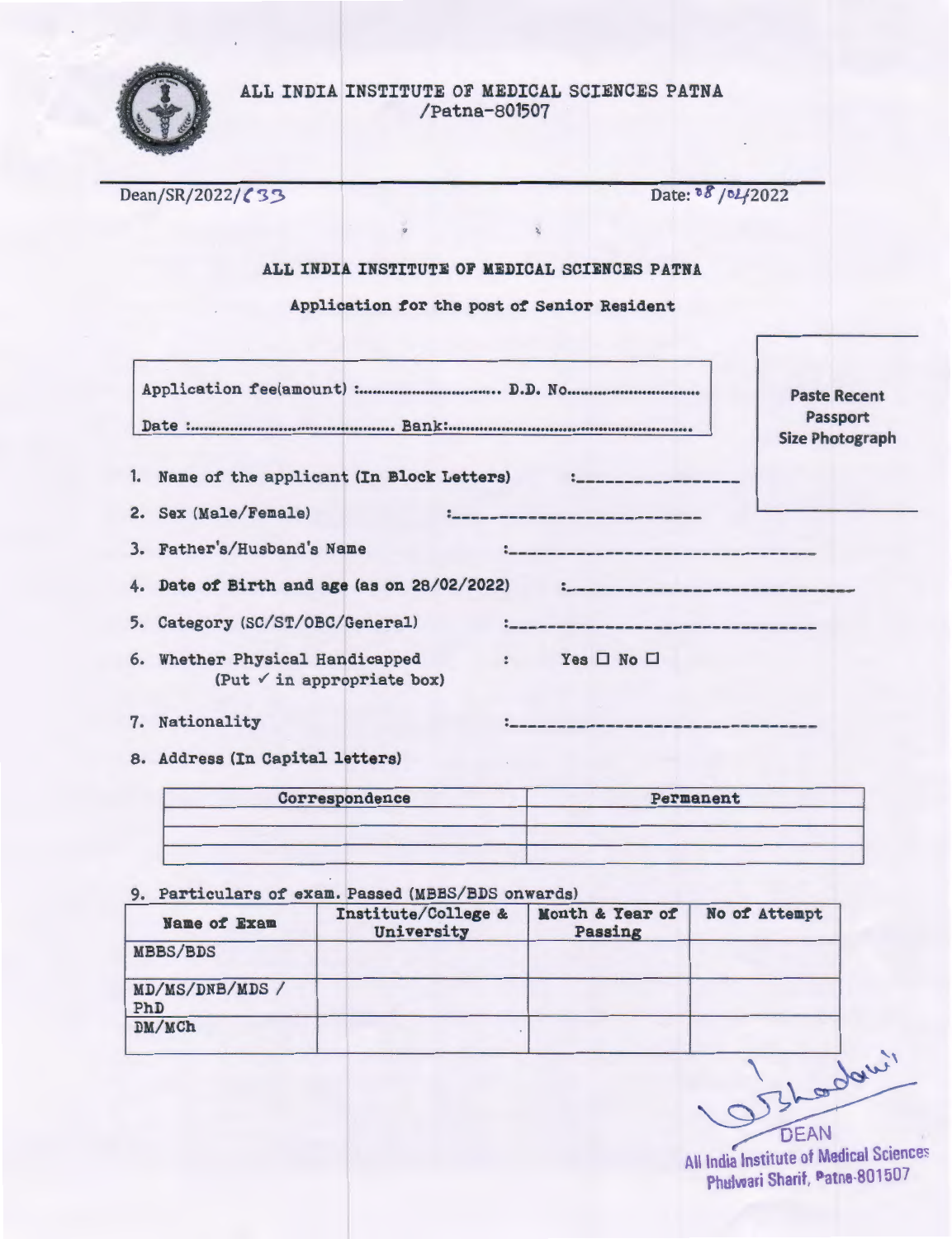# ALL INDIA INSTITUTE OF MEDICAL SCIENCES PATNA
/Patna-801507

Dean/SR/2022/633 Date: 08/04/2022

## ALL INDIA INSTITUTE OF MEDICAL SCIENCES PATNA

### Application for the post of Senior Resident

Application fee(amount) :.............................. D.D. No..............................

Date :.............................................. Bank:......................................................

Paste Recent Passport Size Photograph

1. Name of the applicant (In Block Letters) :_________________
2. Sex (Male/Female) :__________________________
3. Father's/Husband's Name :__________________________________
4. Date of Birth and age (as on 28/02/2022) :_____________________________
5. Category (SC/ST/OBC/General) :________________________________
6. Whether Physical Handicapped : Yes ☐ No ☐
   (Put ✓ in appropriate box)
7. Nationality :________________________________
8. Address (In Capital letters)

| Correspondence | Permanent |
|---|---|
| | |
| | |

9. Particulars of exam. Passed (MBBS/BDS onwards)

| Name of Exam | Institute/College & University | Month & Year of Passing | No of Attempt |
|---|---|---|---|
| MBBS/BDS | | | |
| MD/MS/DNB/MDS / PhD | | | |
| DM/MCh | | | |

DEAN
All India Institute of Medical Sciences
Phulwari Sharif, Patna-801507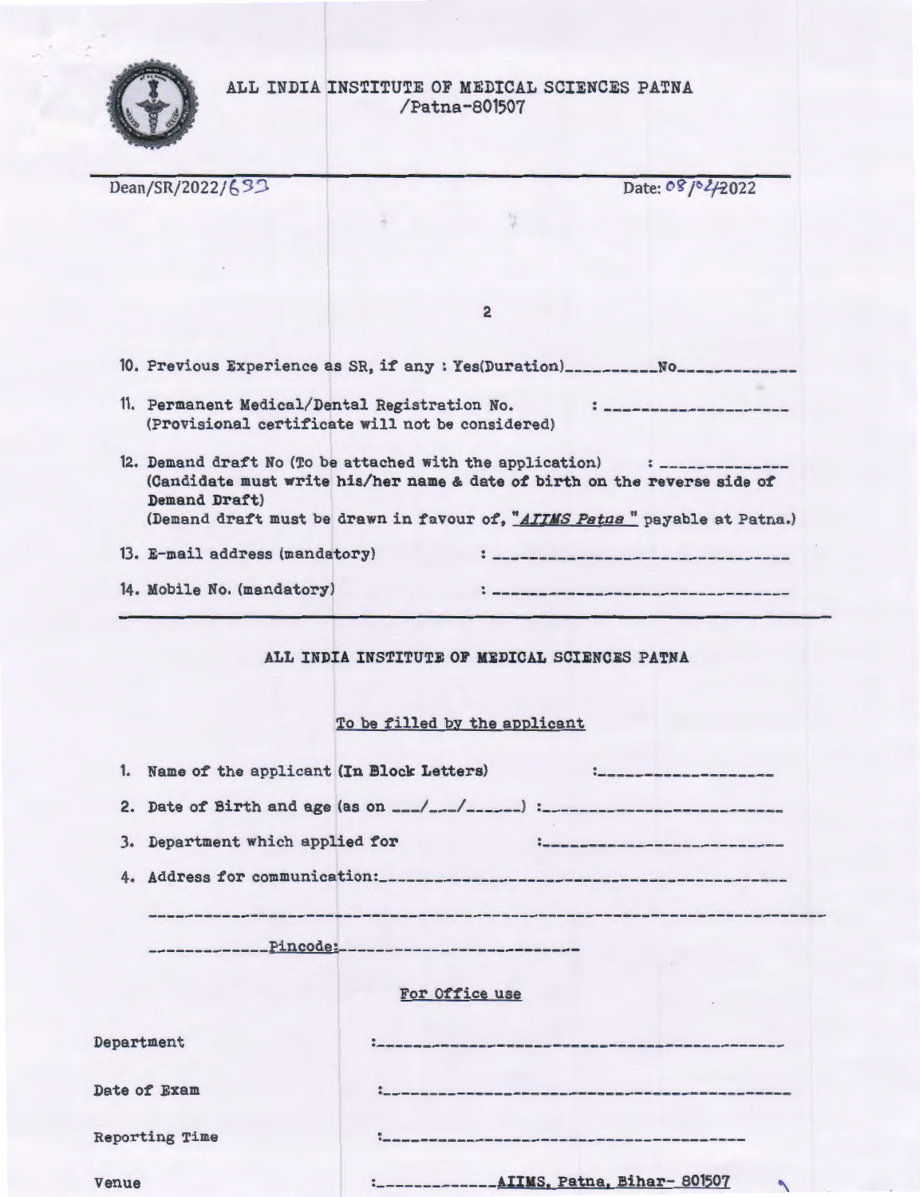ALL INDIA INSTITUTE OF MEDICAL SCIENCES PATNA
/Patna-801507

Dean/SR/2022/633 Date: 08/02/2022

10. Previous Experience as SR, if any : Yes(Duration)__________No____________
11. Permanent Medical/Dental Registration No. : ____________________
    (Provisional certificate will not be considered)
12. Demand draft No (To be attached with the application) : ______________
    (Candidate must write his/her name & date of birth on the reverse side of Demand Draft)
    (Demand draft must be drawn in favour of, "*AIIMS Patna*" payable at Patna.)
13. E-mail address (mandatory) : ________________________________
14. Mobile No. (mandatory) : ________________________________

## ALL INDIA INSTITUTE OF MEDICAL SCIENCES PATNA

<u>To be filled by the applicant</u>

1. Name of the applicant (In Block Letters) :__________________
2. Date of Birth and age (as on ___/___/______) :________________________
3. Department which applied for :__________________________
4. Address for communication:__________________________________________

_____________________________________________________________________

____________Pincode:_________________________

<u>For Office use</u>

Department :__________________________________________

Date of Exam :__________________________________________

Reporting Time :______________________________________

Venue :____________AIIMS, Patna, Bihar- 801507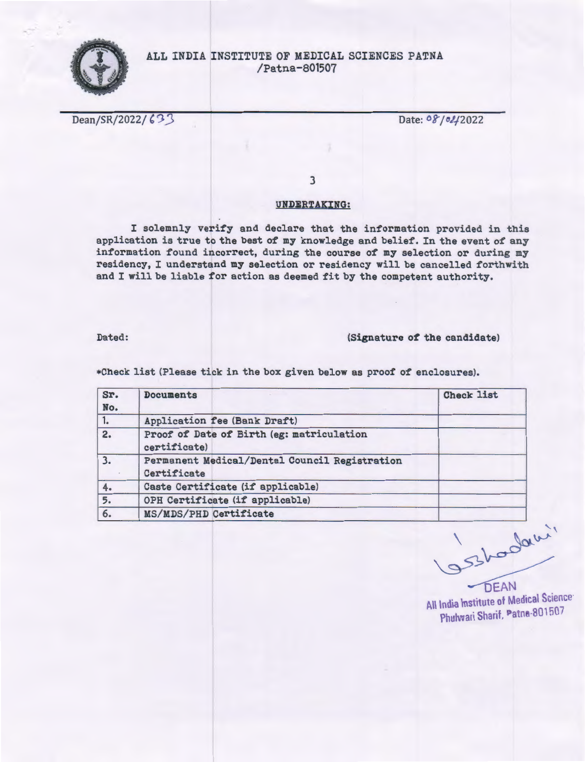# ALL INDIA INSTITUTE OF MEDICAL SCIENCES PATNA
/Patna-801507

Dean/SR/2022/ 633 Date: 08/02/2022

## UNDERTAKING:

I solemnly verify and declare that the information provided in this application is true to the best of my knowledge and belief. In the event of any information found incorrect, during the course of my selection or during my residency, I understand my selection or residency will be cancelled forthwith and I will be liable for action as deemed fit by the competent authority.

Dated: (Signature of the candidate)

*Check list (Please tick in the box given below as proof of enclosures).

| Sr. No. | Documents | Check list |
|---|---|---|
| 1. | Application fee (Bank Draft) | |
| 2. | Proof of Date of Birth (eg: matriculation certificate) | |
| 3. | Permanent Medical/Dental Council Registration Certificate | |
| 4. | Caste Certificate (if applicable) | |
| 5. | OPH Certificate (if applicable) | |
| 6. | MS/MDS/PHD Certificate | |

DEAN
All India Institute of Medical Science
Phulwari Sharif, Patna-801507